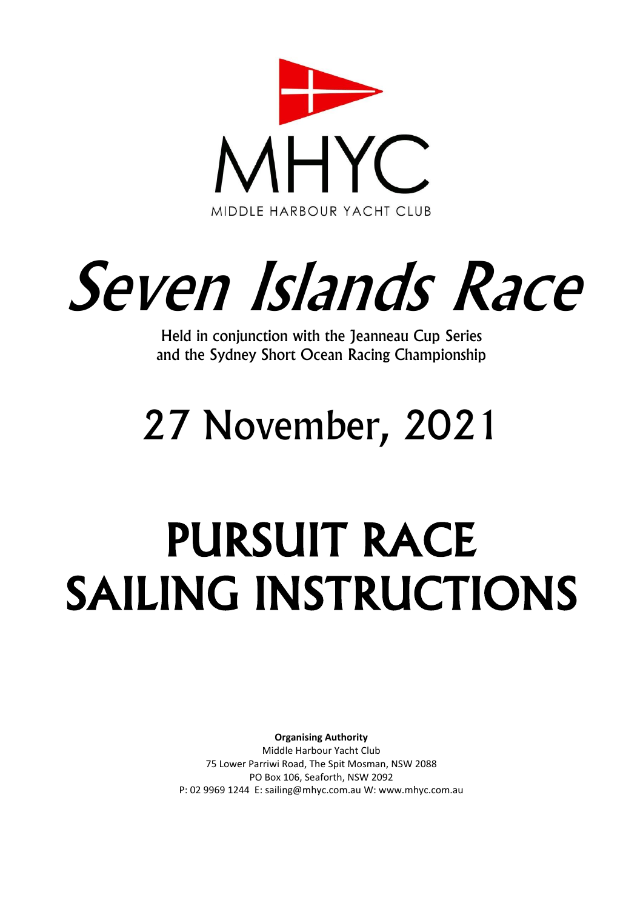MHYC

MIDDLE HARBOUR YACHT CLUB

# *Seven Islands Race*

Held in conjunction with the Jeanneau Cup Series
and the Sydney Short Ocean Racing Championship

## 27 November, 2021

# PURSUIT RACE SAILING INSTRUCTIONS

**Organising Authority**
Middle Harbour Yacht Club
75 Lower Parriwi Road, The Spit Mosman, NSW 2088
PO Box 106, Seaforth, NSW 2092
P: 02 9969 1244 E: sailing@mhyc.com.au W: www.mhyc.com.au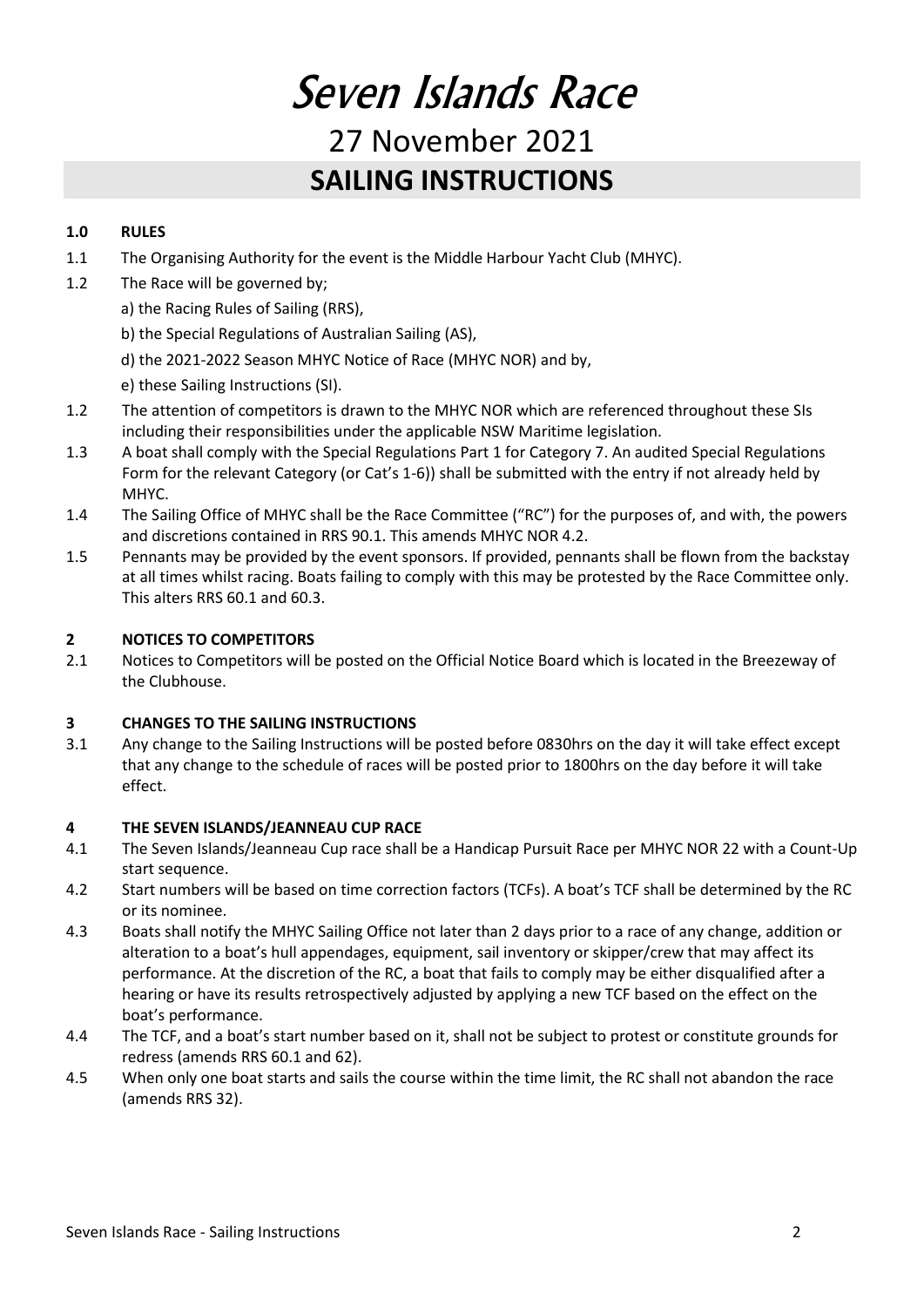# Seven Islands Race

## 27 November 2021

## SAILING INSTRUCTIONS

### 1.0 RULES

1.1 The Organising Authority for the event is the Middle Harbour Yacht Club (MHYC).

1.2 The Race will be governed by;

a) the Racing Rules of Sailing (RRS),

b) the Special Regulations of Australian Sailing (AS),

d) the 2021-2022 Season MHYC Notice of Race (MHYC NOR) and by,

e) these Sailing Instructions (SI).

1.2 The attention of competitors is drawn to the MHYC NOR which are referenced throughout these SIs including their responsibilities under the applicable NSW Maritime legislation.

1.3 A boat shall comply with the Special Regulations Part 1 for Category 7. An audited Special Regulations Form for the relevant Category (or Cat's 1-6)) shall be submitted with the entry if not already held by MHYC.

1.4 The Sailing Office of MHYC shall be the Race Committee ("RC") for the purposes of, and with, the powers and discretions contained in RRS 90.1. This amends MHYC NOR 4.2.

1.5 Pennants may be provided by the event sponsors. If provided, pennants shall be flown from the backstay at all times whilst racing. Boats failing to comply with this may be protested by the Race Committee only. This alters RRS 60.1 and 60.3.

### 2 NOTICES TO COMPETITORS

2.1 Notices to Competitors will be posted on the Official Notice Board which is located in the Breezeway of the Clubhouse.

### 3 CHANGES TO THE SAILING INSTRUCTIONS

3.1 Any change to the Sailing Instructions will be posted before 0830hrs on the day it will take effect except that any change to the schedule of races will be posted prior to 1800hrs on the day before it will take effect.

### 4 THE SEVEN ISLANDS/JEANNEAU CUP RACE

4.1 The Seven Islands/Jeanneau Cup race shall be a Handicap Pursuit Race per MHYC NOR 22 with a Count-Up start sequence.

4.2 Start numbers will be based on time correction factors (TCFs). A boat's TCF shall be determined by the RC or its nominee.

4.3 Boats shall notify the MHYC Sailing Office not later than 2 days prior to a race of any change, addition or alteration to a boat's hull appendages, equipment, sail inventory or skipper/crew that may affect its performance. At the discretion of the RC, a boat that fails to comply may be either disqualified after a hearing or have its results retrospectively adjusted by applying a new TCF based on the effect on the boat's performance.

4.4 The TCF, and a boat's start number based on it, shall not be subject to protest or constitute grounds for redress (amends RRS 60.1 and 62).

4.5 When only one boat starts and sails the course within the time limit, the RC shall not abandon the race (amends RRS 32).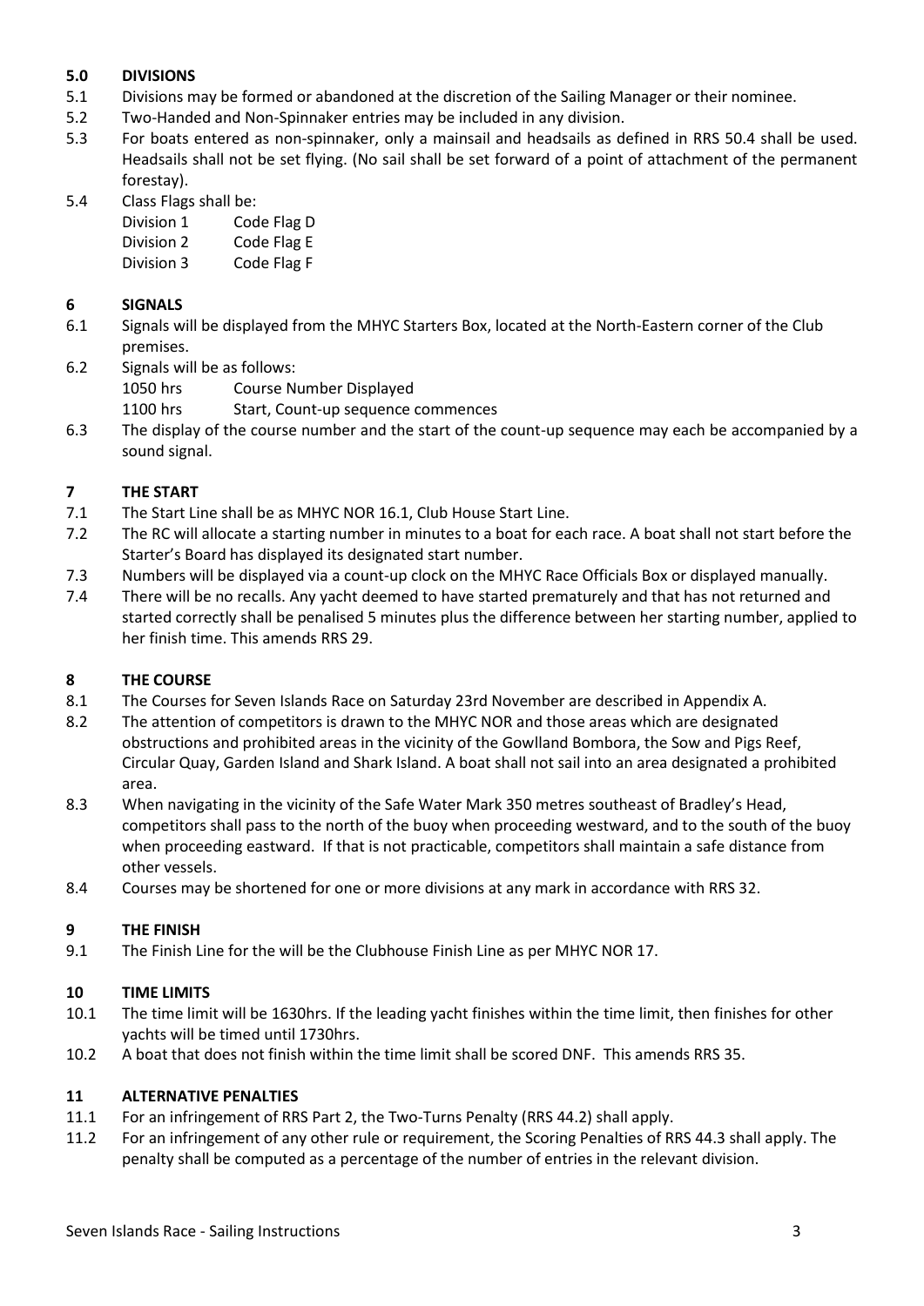## 5.0 DIVISIONS

5.1 Divisions may be formed or abandoned at the discretion of the Sailing Manager or their nominee.

5.2 Two-Handed and Non-Spinnaker entries may be included in any division.

5.3 For boats entered as non-spinnaker, only a mainsail and headsails as defined in RRS 50.4 shall be used. Headsails shall not be set flying. (No sail shall be set forward of a point of attachment of the permanent forestay).

5.4 Class Flags shall be:

| | |
|---|---|
| Division 1 | Code Flag D |
| Division 2 | Code Flag E |
| Division 3 | Code Flag F |

## 6 SIGNALS

6.1 Signals will be displayed from the MHYC Starters Box, located at the North-Eastern corner of the Club premises.

6.2 Signals will be as follows:

| | |
|---|---|
| 1050 hrs | Course Number Displayed |
| 1100 hrs | Start, Count-up sequence commences |

6.3 The display of the course number and the start of the count-up sequence may each be accompanied by a sound signal.

## 7 THE START

7.1 The Start Line shall be as MHYC NOR 16.1, Club House Start Line.

7.2 The RC will allocate a starting number in minutes to a boat for each race. A boat shall not start before the Starter's Board has displayed its designated start number.

7.3 Numbers will be displayed via a count-up clock on the MHYC Race Officials Box or displayed manually.

7.4 There will be no recalls. Any yacht deemed to have started prematurely and that has not returned and started correctly shall be penalised 5 minutes plus the difference between her starting number, applied to her finish time. This amends RRS 29.

## 8 THE COURSE

8.1 The Courses for Seven Islands Race on Saturday 23rd November are described in Appendix A.

8.2 The attention of competitors is drawn to the MHYC NOR and those areas which are designated obstructions and prohibited areas in the vicinity of the Gowlland Bombora, the Sow and Pigs Reef, Circular Quay, Garden Island and Shark Island. A boat shall not sail into an area designated a prohibited area.

8.3 When navigating in the vicinity of the Safe Water Mark 350 metres southeast of Bradley's Head, competitors shall pass to the north of the buoy when proceeding westward, and to the south of the buoy when proceeding eastward. If that is not practicable, competitors shall maintain a safe distance from other vessels.

8.4 Courses may be shortened for one or more divisions at any mark in accordance with RRS 32.

## 9 THE FINISH

9.1 The Finish Line for the will be the Clubhouse Finish Line as per MHYC NOR 17.

## 10 TIME LIMITS

10.1 The time limit will be 1630hrs. If the leading yacht finishes within the time limit, then finishes for other yachts will be timed until 1730hrs.

10.2 A boat that does not finish within the time limit shall be scored DNF. This amends RRS 35.

## 11 ALTERNATIVE PENALTIES

11.1 For an infringement of RRS Part 2, the Two-Turns Penalty (RRS 44.2) shall apply.

11.2 For an infringement of any other rule or requirement, the Scoring Penalties of RRS 44.3 shall apply. The penalty shall be computed as a percentage of the number of entries in the relevant division.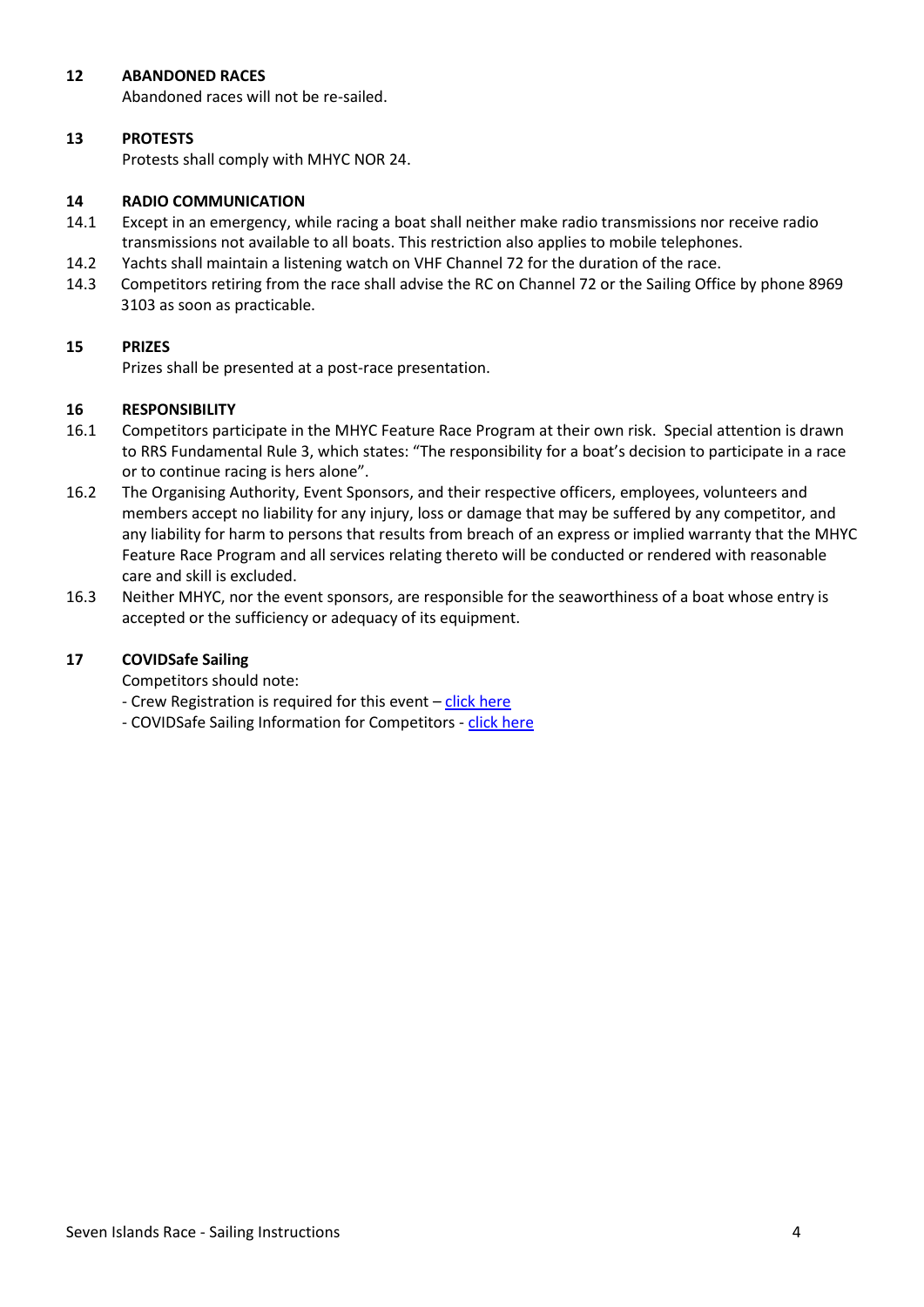## 12 ABANDONED RACES

Abandoned races will not be re-sailed.

## 13 PROTESTS

Protests shall comply with MHYC NOR 24.

## 14 RADIO COMMUNICATION

14.1 Except in an emergency, while racing a boat shall neither make radio transmissions nor receive radio transmissions not available to all boats. This restriction also applies to mobile telephones.

14.2 Yachts shall maintain a listening watch on VHF Channel 72 for the duration of the race.

14.3 Competitors retiring from the race shall advise the RC on Channel 72 or the Sailing Office by phone 8969 3103 as soon as practicable.

## 15 PRIZES

Prizes shall be presented at a post-race presentation.

## 16 RESPONSIBILITY

16.1 Competitors participate in the MHYC Feature Race Program at their own risk. Special attention is drawn to RRS Fundamental Rule 3, which states: "The responsibility for a boat's decision to participate in a race or to continue racing is hers alone".

16.2 The Organising Authority, Event Sponsors, and their respective officers, employees, volunteers and members accept no liability for any injury, loss or damage that may be suffered by any competitor, and any liability for harm to persons that results from breach of an express or implied warranty that the MHYC Feature Race Program and all services relating thereto will be conducted or rendered with reasonable care and skill is excluded.

16.3 Neither MHYC, nor the event sponsors, are responsible for the seaworthiness of a boat whose entry is accepted or the sufficiency or adequacy of its equipment.

## 17 COVIDSafe Sailing

Competitors should note:

- Crew Registration is required for this event – click here
- COVIDSafe Sailing Information for Competitors - click here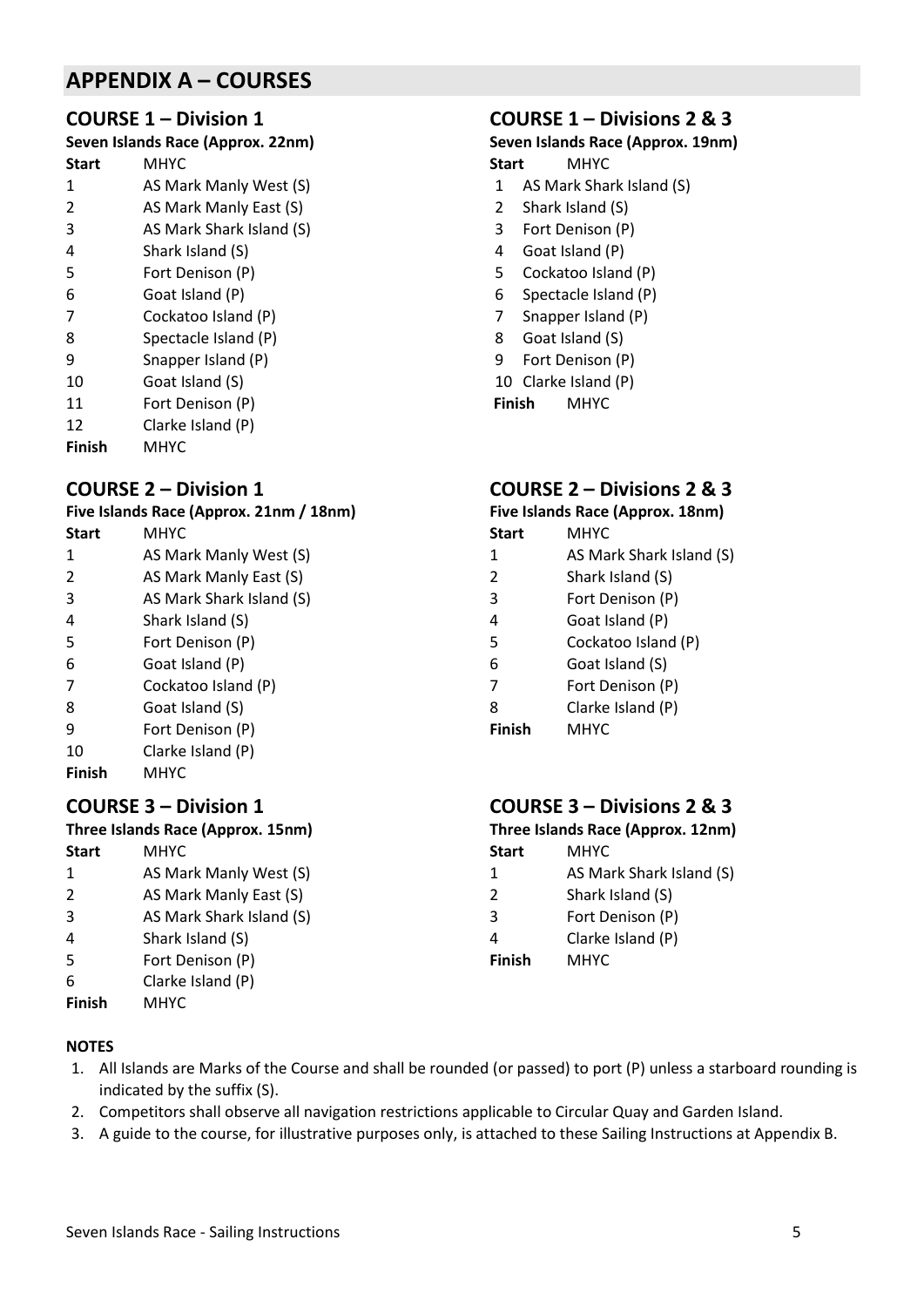## APPENDIX A – COURSES

### COURSE 1 – Division 1

**Seven Islands Race (Approx. 22nm)**

| | |
|---|---|
| **Start** | MHYC |
| 1 | AS Mark Manly West (S) |
| 2 | AS Mark Manly East (S) |
| 3 | AS Mark Shark Island (S) |
| 4 | Shark Island (S) |
| 5 | Fort Denison (P) |
| 6 | Goat Island (P) |
| 7 | Cockatoo Island (P) |
| 8 | Spectacle Island (P) |
| 9 | Snapper Island (P) |
| 10 | Goat Island (S) |
| 11 | Fort Denison (P) |
| 12 | Clarke Island (P) |
| **Finish** | MHYC |

### COURSE 1 – Divisions 2 & 3

**Seven Islands Race (Approx. 19nm)**

| | |
|---|---|
| **Start** | MHYC |
| 1 | AS Mark Shark Island (S) |
| 2 | Shark Island (S) |
| 3 | Fort Denison (P) |
| 4 | Goat Island (P) |
| 5 | Cockatoo Island (P) |
| 6 | Spectacle Island (P) |
| 7 | Snapper Island (P) |
| 8 | Goat Island (S) |
| 9 | Fort Denison (P) |
| 10 | Clarke Island (P) |
| **Finish** | MHYC |

### COURSE 2 – Division 1

**Five Islands Race (Approx. 21nm / 18nm)**

| | |
|---|---|
| **Start** | MHYC |
| 1 | AS Mark Manly West (S) |
| 2 | AS Mark Manly East (S) |
| 3 | AS Mark Shark Island (S) |
| 4 | Shark Island (S) |
| 5 | Fort Denison (P) |
| 6 | Goat Island (P) |
| 7 | Cockatoo Island (P) |
| 8 | Goat Island (S) |
| 9 | Fort Denison (P) |
| 10 | Clarke Island (P) |
| **Finish** | MHYC |

### COURSE 2 – Divisions 2 & 3

**Five Islands Race (Approx. 18nm)**

| | |
|---|---|
| **Start** | MHYC |
| 1 | AS Mark Shark Island (S) |
| 2 | Shark Island (S) |
| 3 | Fort Denison (P) |
| 4 | Goat Island (P) |
| 5 | Cockatoo Island (P) |
| 6 | Goat Island (S) |
| 7 | Fort Denison (P) |
| 8 | Clarke Island (P) |
| **Finish** | MHYC |

### COURSE 3 – Division 1

**Three Islands Race (Approx. 15nm)**

| | |
|---|---|
| **Start** | MHYC |
| 1 | AS Mark Manly West (S) |
| 2 | AS Mark Manly East (S) |
| 3 | AS Mark Shark Island (S) |
| 4 | Shark Island (S) |
| 5 | Fort Denison (P) |
| 6 | Clarke Island (P) |
| **Finish** | MHYC |

### COURSE 3 – Divisions 2 & 3

**Three Islands Race (Approx. 12nm)**

| | |
|---|---|
| **Start** | MHYC |
| 1 | AS Mark Shark Island (S) |
| 2 | Shark Island (S) |
| 3 | Fort Denison (P) |
| 4 | Clarke Island (P) |
| **Finish** | MHYC |

**NOTES**

1. All Islands are Marks of the Course and shall be rounded (or passed) to port (P) unless a starboard rounding is indicated by the suffix (S).
2. Competitors shall observe all navigation restrictions applicable to Circular Quay and Garden Island.
3. A guide to the course, for illustrative purposes only, is attached to these Sailing Instructions at Appendix B.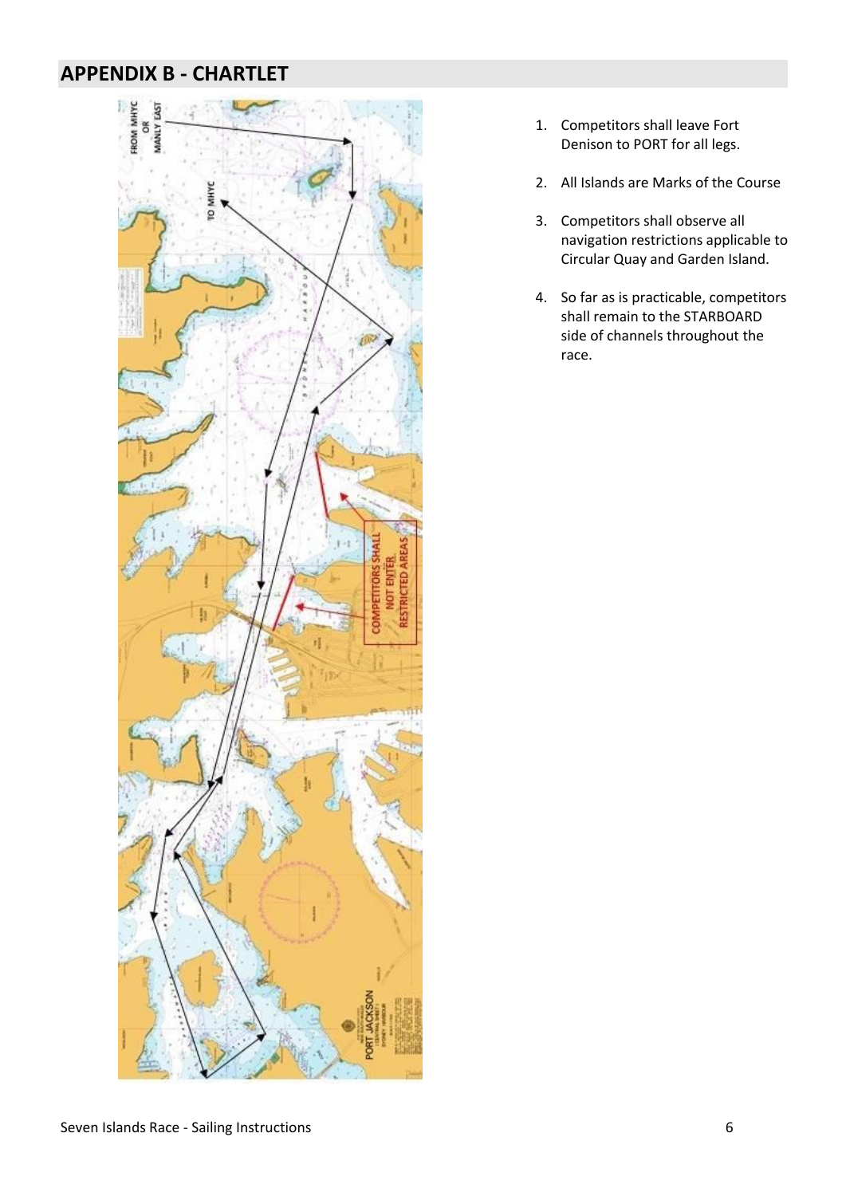## APPENDIX B - CHARTLET

FROM MHYC OR MANLY EAST

TO MHYC

COMPETITORS SHALL NOT ENTER RESTRICTED AREAS

PORT JACKSON

1. Competitors shall leave Fort Denison to PORT for all legs.
2. All Islands are Marks of the Course
3. Competitors shall observe all navigation restrictions applicable to Circular Quay and Garden Island.
4. So far as is practicable, competitors shall remain to the STARBOARD side of channels throughout the race.